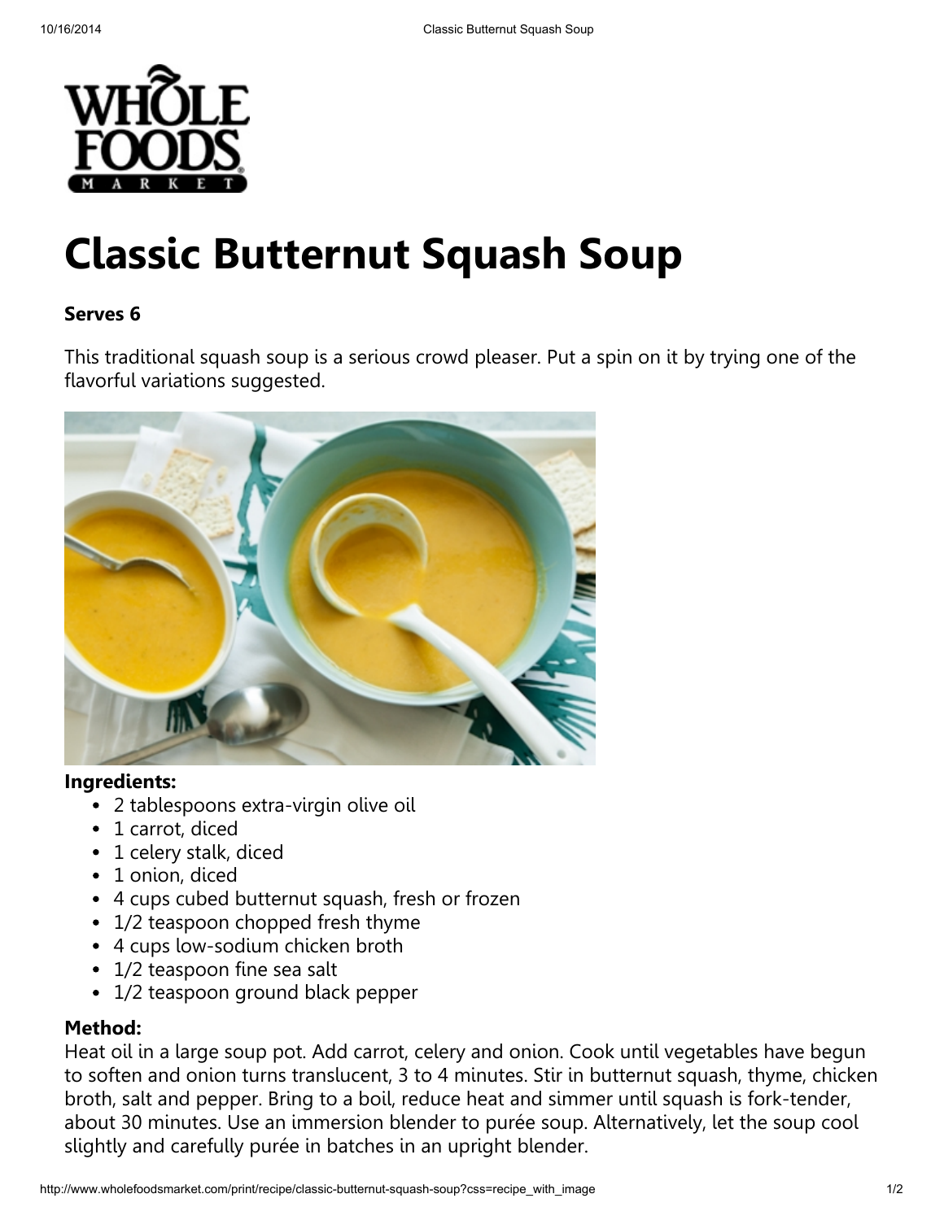# Classic Butternut Squash Soup

**Serves 6**

This traditional squash soup is a serious crowd pleaser. Put a spin on it by trying one of the flavorful variations suggested.

**Ingredients:**

- 2 tablespoons extra-virgin olive oil
- 1 carrot, diced
- 1 celery stalk, diced
- 1 onion, diced
- 4 cups cubed butternut squash, fresh or frozen
- 1/2 teaspoon chopped fresh thyme
- 4 cups low-sodium chicken broth
- 1/2 teaspoon fine sea salt
- 1/2 teaspoon ground black pepper

**Method:**

Heat oil in a large soup pot. Add carrot, celery and onion. Cook until vegetables have begun to soften and onion turns translucent, 3 to 4 minutes. Stir in butternut squash, thyme, chicken broth, salt and pepper. Bring to a boil, reduce heat and simmer until squash is fork-tender, about 30 minutes. Use an immersion blender to purée soup. Alternatively, let the soup cool slightly and carefully purée in batches in an upright blender.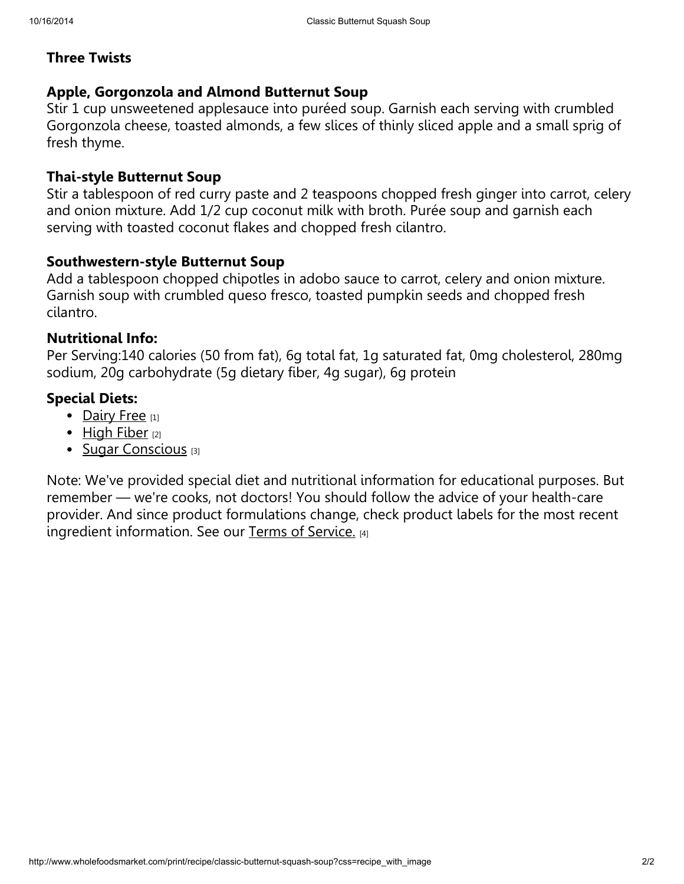## Three Twists

### Apple, Gorgonzola and Almond Butternut Soup

Stir 1 cup unsweetened applesauce into puréed soup. Garnish each serving with crumbled Gorgonzola cheese, toasted almonds, a few slices of thinly sliced apple and a small sprig of fresh thyme.

### Thai-style Butternut Soup

Stir a tablespoon of red curry paste and 2 teaspoons chopped fresh ginger into carrot, celery and onion mixture. Add 1/2 cup coconut milk with broth. Purée soup and garnish each serving with toasted coconut flakes and chopped fresh cilantro.

### Southwestern-style Butternut Soup

Add a tablespoon chopped chipotles in adobo sauce to carrot, celery and onion mixture. Garnish soup with crumbled queso fresco, toasted pumpkin seeds and chopped fresh cilantro.

### Nutritional Info:

Per Serving:140 calories (50 from fat), 6g total fat, 1g saturated fat, 0mg cholesterol, 280mg sodium, 20g carbohydrate (5g dietary fiber, 4g sugar), 6g protein

### Special Diets:

- Dairy Free [1]
- High Fiber [2]
- Sugar Conscious [3]

Note: We've provided special diet and nutritional information for educational purposes. But remember — we're cooks, not doctors! You should follow the advice of your health-care provider. And since product formulations change, check product labels for the most recent ingredient information. See our Terms of Service. [4]